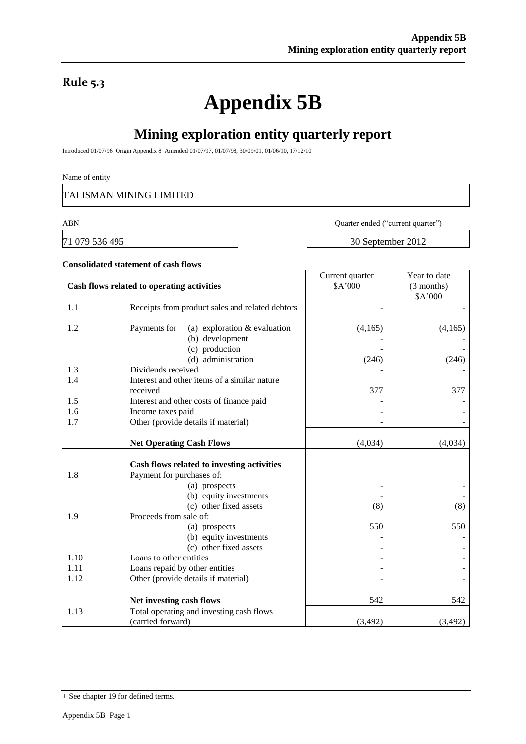**Rule 5.3**

# Appendix 5B

## Mining exploration entity quarterly report

Introduced 01/07/96 Origin Appendix 8 Amended 01/07/97, 01/07/98, 30/09/01, 01/06/10, 17/12/10

Name of entity

TALISMAN MINING LIMITED

| ABN | Quarter ended ("current quarter") |
|---|---|
| 71 079 536 495 | 30 September 2012 |

**Consolidated statement of cash flows**

| | **Cash flows related to operating activities** | Current quarter $A'000 | Year to date (3 months) $A'000 |
|---|---|---|---|
| 1.1 | Receipts from product sales and related debtors | - | - |
| 1.2 | Payments for (a) exploration & evaluation | (4,165) | (4,165) |
| | (b) development | - | - |
| | (c) production | - | - |
| | (d) administration | (246) | (246) |
| 1.3 | Dividends received | - | - |
| 1.4 | Interest and other items of a similar nature received | 377 | 377 |
| 1.5 | Interest and other costs of finance paid | - | - |
| 1.6 | Income taxes paid | - | - |
| 1.7 | Other (provide details if material) | - | - |
| | **Net Operating Cash Flows** | (4,034) | (4,034) |
| | **Cash flows related to investing activities** | | |
| 1.8 | Payment for purchases of: | | |
| | (a) prospects | - | - |
| | (b) equity investments | - | - |
| | (c) other fixed assets | (8) | (8) |
| 1.9 | Proceeds from sale of: | | |
| | (a) prospects | 550 | 550 |
| | (b) equity investments | - | - |
| | (c) other fixed assets | - | - |
| 1.10 | Loans to other entities | - | - |
| 1.11 | Loans repaid by other entities | - | - |
| 1.12 | Other (provide details if material) | - | - |
| | **Net investing cash flows** | 542 | 542 |
| 1.13 | Total operating and investing cash flows (carried forward) | (3,492) | (3,492) |

+ See chapter 19 for defined terms.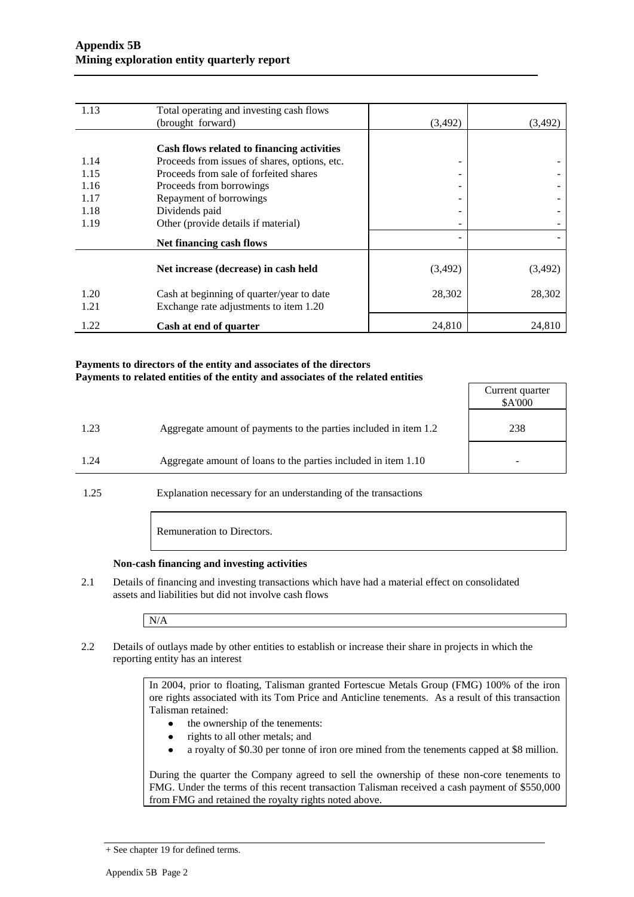| | | | |
|---|---|---|---|
| 1.13 | Total operating and investing cash flows (brought forward) | (3,492) | (3,492) |
| | **Cash flows related to financing activities** | | |
| 1.14 | Proceeds from issues of shares, options, etc. | - | - |
| 1.15 | Proceeds from sale of forfeited shares | - | - |
| 1.16 | Proceeds from borrowings | - | - |
| 1.17 | Repayment of borrowings | - | - |
| 1.18 | Dividends paid | - | - |
| 1.19 | Other (provide details if material) | - | - |
| | **Net financing cash flows** | - | - |
| | **Net increase (decrease) in cash held** | (3,492) | (3,492) |
| 1.20 | Cash at beginning of quarter/year to date | 28,302 | 28,302 |
| 1.21 | Exchange rate adjustments to item 1.20 | | |
| 1.22 | **Cash at end of quarter** | 24,810 | 24,810 |

**Payments to directors of the entity and associates of the directors**
**Payments to related entities of the entity and associates of the related entities**

| | | Current quarter $A'000 |
|---|---|---|
| 1.23 | Aggregate amount of payments to the parties included in item 1.2 | 238 |
| 1.24 | Aggregate amount of loans to the parties included in item 1.10 | - |

1.25 Explanation necessary for an understanding of the transactions

Remuneration to Directors.

**Non-cash financing and investing activities**

2.1 Details of financing and investing transactions which have had a material effect on consolidated assets and liabilities but did not involve cash flows

N/A

2.2 Details of outlays made by other entities to establish or increase their share in projects in which the reporting entity has an interest

In 2004, prior to floating, Talisman granted Fortescue Metals Group (FMG) 100% of the iron ore rights associated with its Tom Price and Anticline tenements. As a result of this transaction Talisman retained:

- the ownership of the tenements:
- rights to all other metals; and
- a royalty of $0.30 per tonne of iron ore mined from the tenements capped at $8 million.

During the quarter the Company agreed to sell the ownership of these non-core tenements to FMG. Under the terms of this recent transaction Talisman received a cash payment of $550,000 from FMG and retained the royalty rights noted above.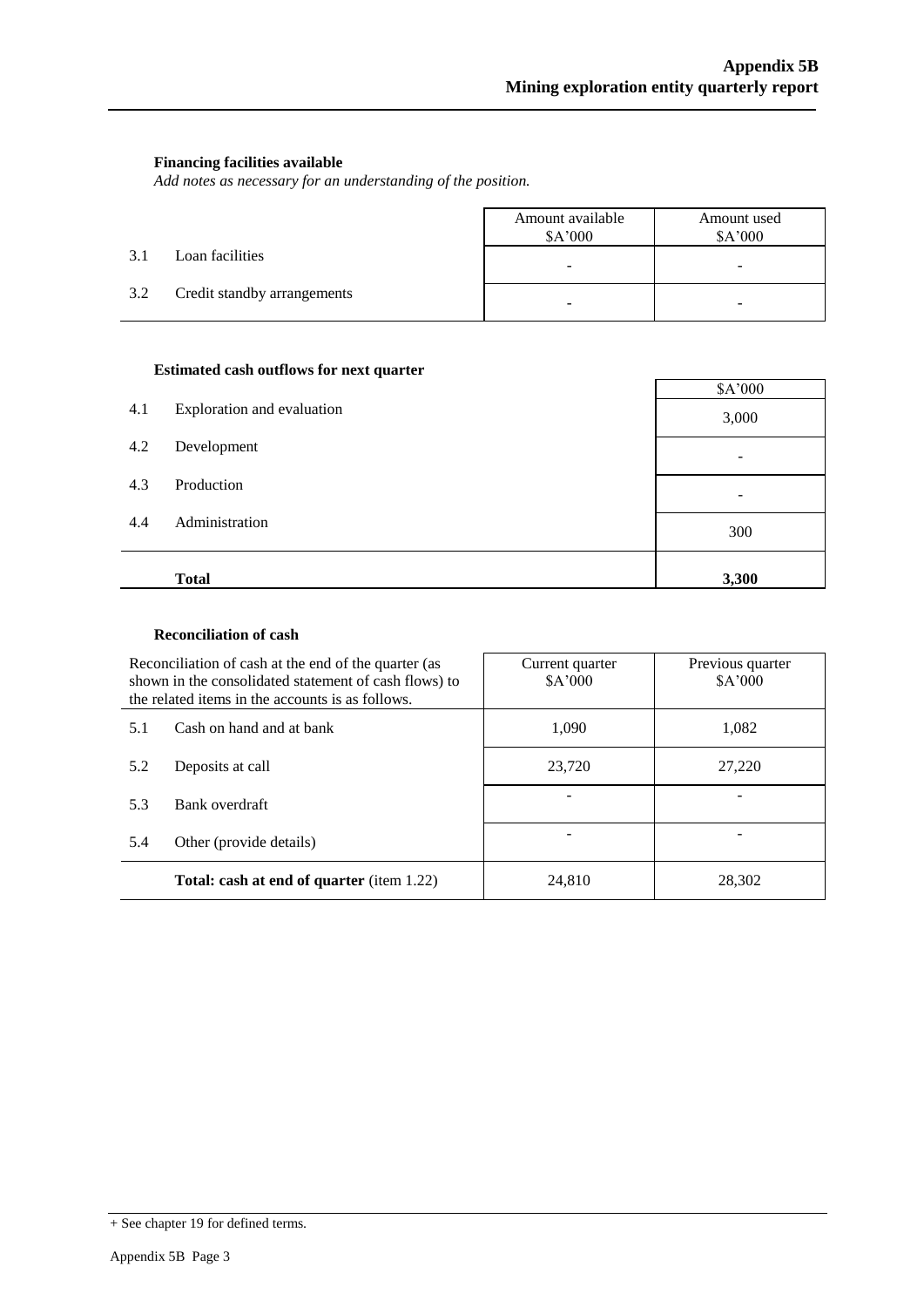### Financing facilities available

*Add notes as necessary for an understanding of the position.*

| | | Amount available $A'000 | Amount used $A'000 |
|---|---|---|---|
| 3.1 | Loan facilities | - | - |
| 3.2 | Credit standby arrangements | - | - |

### Estimated cash outflows for next quarter

| | | $A'000 |
|---|---|---|
| 4.1 | Exploration and evaluation | 3,000 |
| 4.2 | Development | - |
| 4.3 | Production | - |
| 4.4 | Administration | 300 |
| | **Total** | **3,300** |

### Reconciliation of cash

| Reconciliation of cash at the end of the quarter (as shown in the consolidated statement of cash flows) to the related items in the accounts is as follows. | | Current quarter $A'000 | Previous quarter $A'000 |
|---|---|---|---|
| 5.1 | Cash on hand and at bank | 1,090 | 1,082 |
| 5.2 | Deposits at call | 23,720 | 27,220 |
| 5.3 | Bank overdraft | - | - |
| 5.4 | Other (provide details) | - | - |
| | **Total: cash at end of quarter** (item 1.22) | 24,810 | 28,302 |

+ See chapter 19 for defined terms.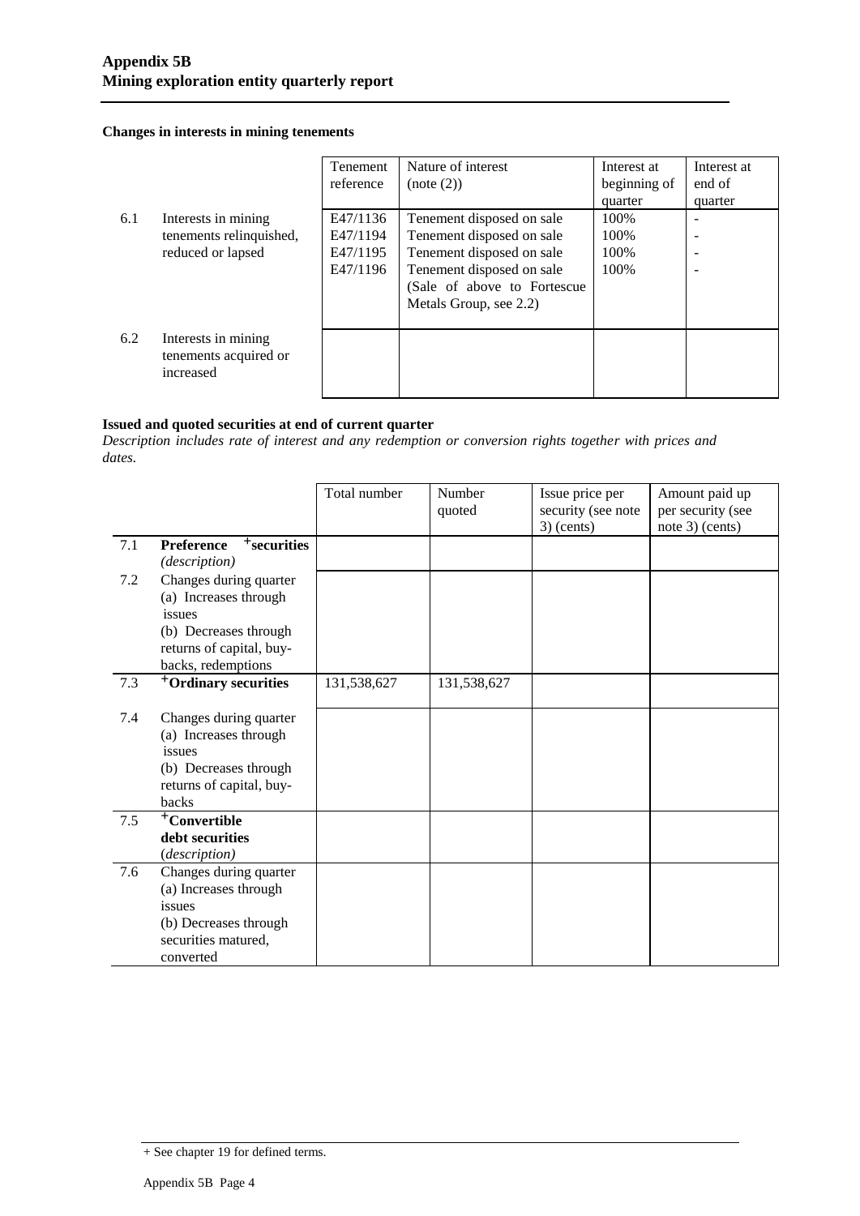## Changes in interests in mining tenements

| | | Tenement reference | Nature of interest (note (2)) | Interest at beginning of quarter | Interest at end of quarter |
|---|---|---|---|---|---|
| 6.1 | Interests in mining tenements relinquished, reduced or lapsed | E47/1136<br>E47/1194<br>E47/1195<br>E47/1196 | Tenement disposed on sale<br>Tenement disposed on sale<br>Tenement disposed on sale<br>Tenement disposed on sale<br>(Sale of above to Fortescue Metals Group, see 2.2) | 100%<br>100%<br>100%<br>100% | -<br>-<br>-<br>- |
| 6.2 | Interests in mining tenements acquired or increased | | | | |

## Issued and quoted securities at end of current quarter

*Description includes rate of interest and any redemption or conversion rights together with prices and dates.*

| | | Total number | Number quoted | Issue price per security (see note 3) (cents) | Amount paid up per security (see note 3) (cents) |
|---|---|---|---|---|---|
| 7.1 | **Preference +securities** *(description)* | | | | |
| 7.2 | Changes during quarter<br>(a) Increases through issues<br>(b) Decreases through returns of capital, buy-backs, redemptions | | | | |
| 7.3 | **+Ordinary securities** | 131,538,627 | 131,538,627 | | |
| 7.4 | Changes during quarter<br>(a) Increases through issues<br>(b) Decreases through returns of capital, buy-backs | | | | |
| 7.5 | **+Convertible debt securities** *(description)* | | | | |
| 7.6 | Changes during quarter<br>(a) Increases through issues<br>(b) Decreases through securities matured, converted | | | | |

+ See chapter 19 for defined terms.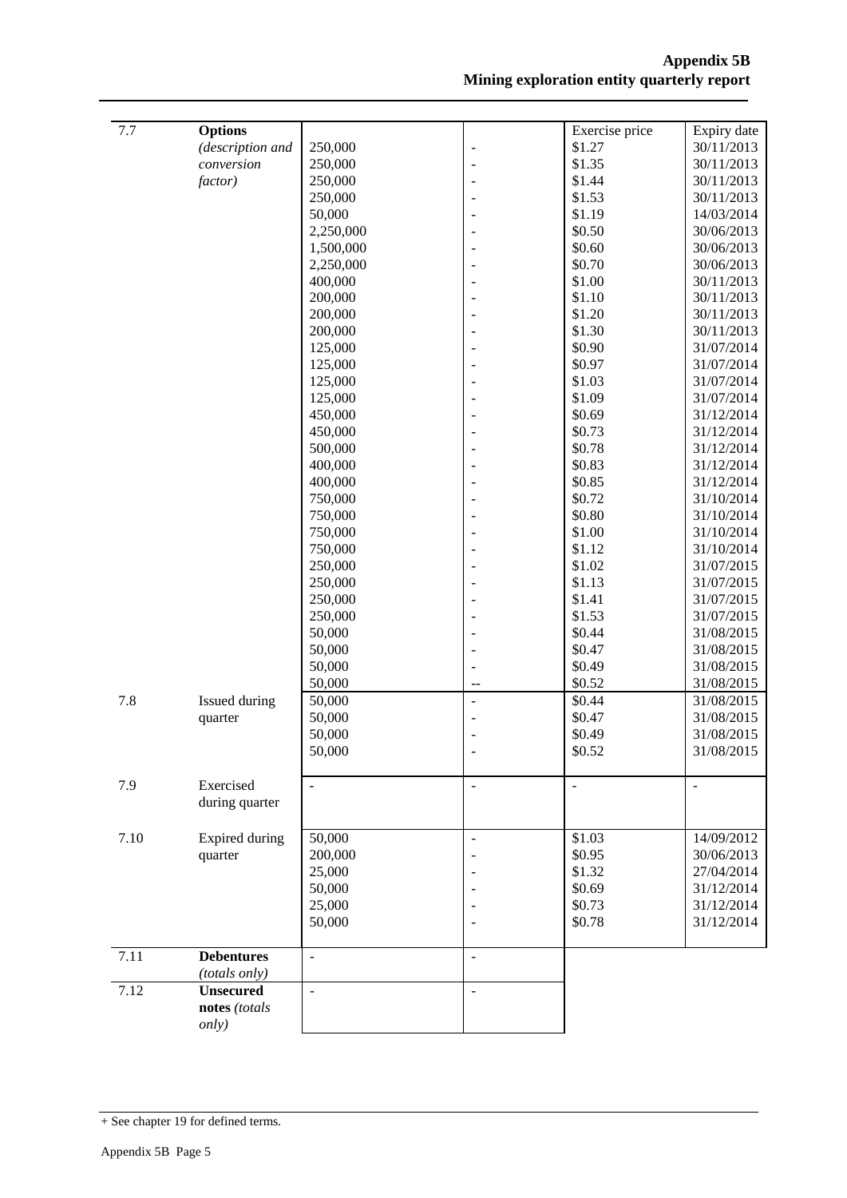| | | | | | |
|---|---|---|---|---|---|
| 7.7 | **Options** *(description and conversion factor)* | | | Exercise price | Expiry date |
| | | 250,000 | - | \$1.27 | 30/11/2013 |
| | | 250,000 | - | \$1.35 | 30/11/2013 |
| | | 250,000 | - | \$1.44 | 30/11/2013 |
| | | 250,000 | - | \$1.53 | 30/11/2013 |
| | | 50,000 | - | \$1.19 | 14/03/2014 |
| | | 2,250,000 | - | \$0.50 | 30/06/2013 |
| | | 1,500,000 | - | \$0.60 | 30/06/2013 |
| | | 2,250,000 | - | \$0.70 | 30/06/2013 |
| | | 400,000 | - | \$1.00 | 30/11/2013 |
| | | 200,000 | - | \$1.10 | 30/11/2013 |
| | | 200,000 | - | \$1.20 | 30/11/2013 |
| | | 200,000 | - | \$1.30 | 30/11/2013 |
| | | 125,000 | - | \$0.90 | 31/07/2014 |
| | | 125,000 | - | \$0.97 | 31/07/2014 |
| | | 125,000 | - | \$1.03 | 31/07/2014 |
| | | 125,000 | - | \$1.09 | 31/07/2014 |
| | | 450,000 | - | \$0.69 | 31/12/2014 |
| | | 450,000 | - | \$0.73 | 31/12/2014 |
| | | 500,000 | - | \$0.78 | 31/12/2014 |
| | | 400,000 | - | \$0.83 | 31/12/2014 |
| | | 400,000 | - | \$0.85 | 31/12/2014 |
| | | 750,000 | - | \$0.72 | 31/10/2014 |
| | | 750,000 | - | \$0.80 | 31/10/2014 |
| | | 750,000 | - | \$1.00 | 31/10/2014 |
| | | 750,000 | - | \$1.12 | 31/10/2014 |
| | | 250,000 | - | \$1.02 | 31/07/2015 |
| | | 250,000 | - | \$1.13 | 31/07/2015 |
| | | 250,000 | - | \$1.41 | 31/07/2015 |
| | | 250,000 | - | \$1.53 | 31/07/2015 |
| | | 50,000 | - | \$0.44 | 31/08/2015 |
| | | 50,000 | - | \$0.47 | 31/08/2015 |
| | | 50,000 | - | \$0.49 | 31/08/2015 |
| | | 50,000 | -- | \$0.52 | 31/08/2015 |
| 7.8 | Issued during quarter | 50,000 | - | \$0.44 | 31/08/2015 |
| | | 50,000 | - | \$0.47 | 31/08/2015 |
| | | 50,000 | - | \$0.49 | 31/08/2015 |
| | | 50,000 | - | \$0.52 | 31/08/2015 |
| 7.9 | Exercised during quarter | - | - | - | - |
| 7.10 | Expired during quarter | 50,000 | - | \$1.03 | 14/09/2012 |
| | | 200,000 | - | \$0.95 | 30/06/2013 |
| | | 25,000 | - | \$1.32 | 27/04/2014 |
| | | 50,000 | - | \$0.69 | 31/12/2014 |
| | | 25,000 | - | \$0.73 | 31/12/2014 |
| | | 50,000 | - | \$0.78 | 31/12/2014 |
| 7.11 | **Debentures** *(totals only)* | - | - | | |
| 7.12 | **Unsecured notes** *(totals only)* | - | - | | |

+ See chapter 19 for defined terms.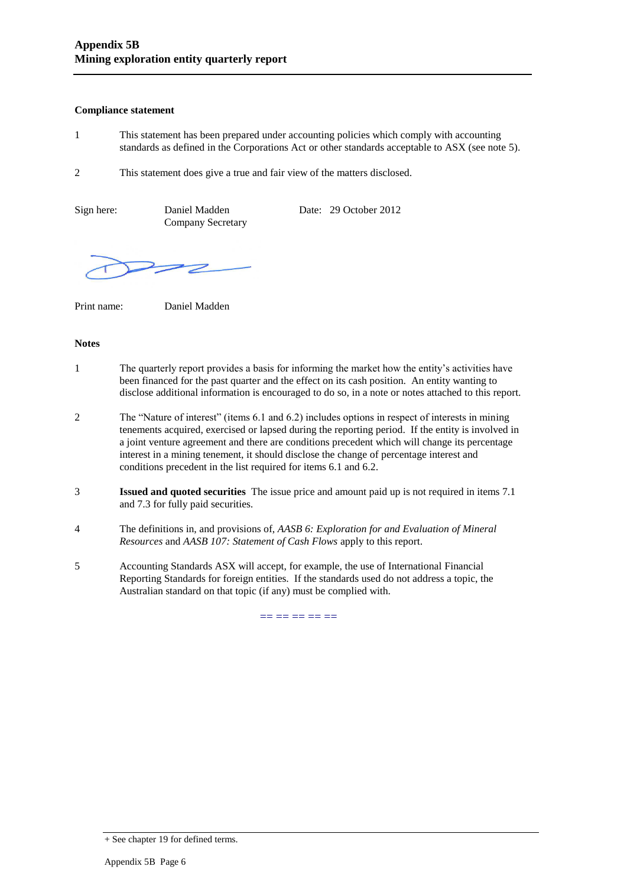**Appendix 5B**
**Mining exploration entity quarterly report**

**Compliance statement**

1 This statement has been prepared under accounting policies which comply with accounting standards as defined in the Corporations Act or other standards acceptable to ASX (see note 5).

2 This statement does give a true and fair view of the matters disclosed.

Sign here: Daniel Madden Date: 29 October 2012
Company Secretary

Print name: Daniel Madden

**Notes**

1 The quarterly report provides a basis for informing the market how the entity's activities have been financed for the past quarter and the effect on its cash position. An entity wanting to disclose additional information is encouraged to do so, in a note or notes attached to this report.

2 The "Nature of interest" (items 6.1 and 6.2) includes options in respect of interests in mining tenements acquired, exercised or lapsed during the reporting period. If the entity is involved in a joint venture agreement and there are conditions precedent which will change its percentage interest in a mining tenement, it should disclose the change of percentage interest and conditions precedent in the list required for items 6.1 and 6.2.

3 **Issued and quoted securities** The issue price and amount paid up is not required in items 7.1 and 7.3 for fully paid securities.

4 The definitions in, and provisions of, *AASB 6: Exploration for and Evaluation of Mineral Resources* and *AASB 107: Statement of Cash Flows* apply to this report.

5 Accounting Standards ASX will accept, for example, the use of International Financial Reporting Standards for foreign entities. If the standards used do not address a topic, the Australian standard on that topic (if any) must be complied with.

== == == == ==

+ See chapter 19 for defined terms.